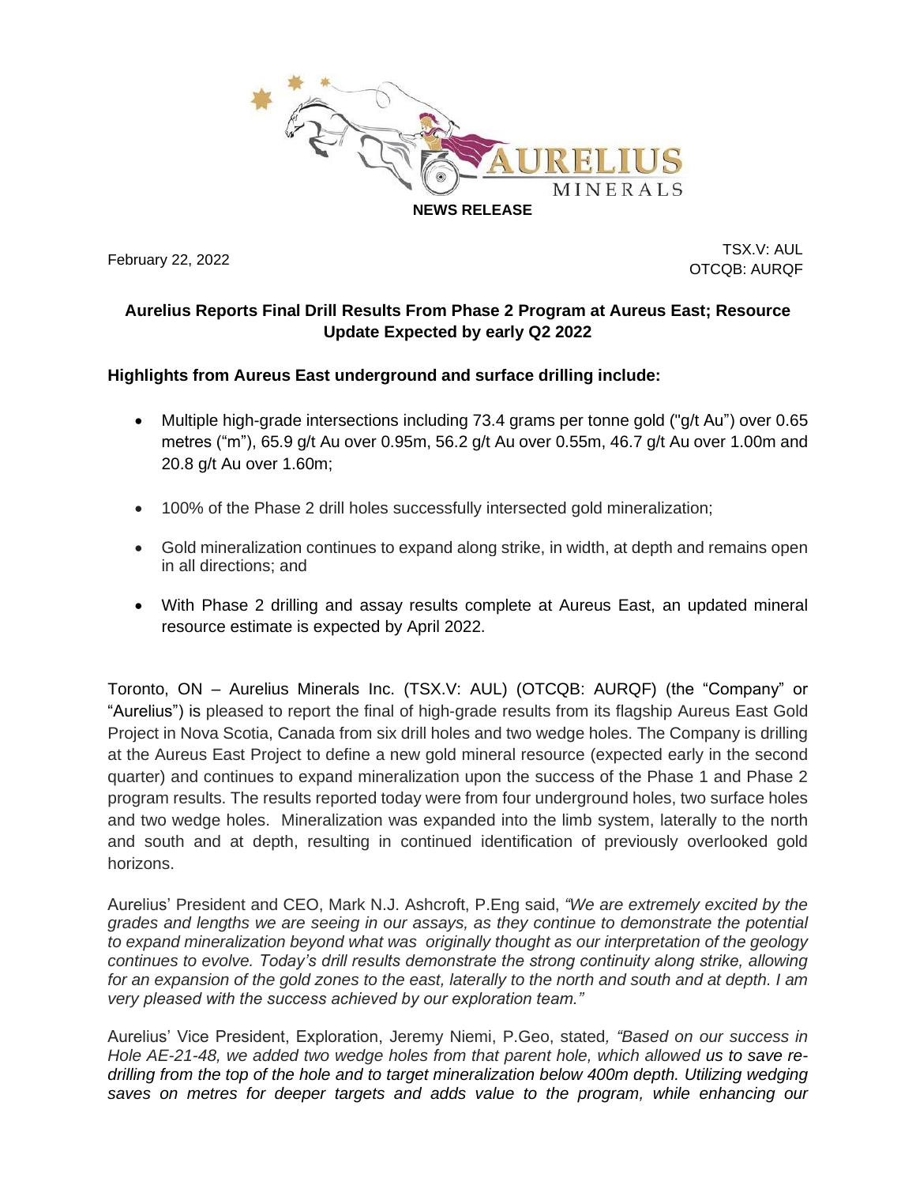NEWS RELEASE

February 22, 2022

TSX.V: AUL
OTCQB: AURQF

## Aurelius Reports Final Drill Results From Phase 2 Program at Aureus East; Resource Update Expected by early Q2 2022

### Highlights from Aureus East underground and surface drilling include:

- Multiple high-grade intersections including 73.4 grams per tonne gold ("g/t Au") over 0.65 metres ("m"), 65.9 g/t Au over 0.95m, 56.2 g/t Au over 0.55m, 46.7 g/t Au over 1.00m and 20.8 g/t Au over 1.60m;
- 100% of the Phase 2 drill holes successfully intersected gold mineralization;
- Gold mineralization continues to expand along strike, in width, at depth and remains open in all directions; and
- With Phase 2 drilling and assay results complete at Aureus East, an updated mineral resource estimate is expected by April 2022.

Toronto, ON – Aurelius Minerals Inc. (TSX.V: AUL) (OTCQB: AURQF) (the "Company" or "Aurelius") is pleased to report the final of high-grade results from its flagship Aureus East Gold Project in Nova Scotia, Canada from six drill holes and two wedge holes. The Company is drilling at the Aureus East Project to define a new gold mineral resource (expected early in the second quarter) and continues to expand mineralization upon the success of the Phase 1 and Phase 2 program results. The results reported today were from four underground holes, two surface holes and two wedge holes. Mineralization was expanded into the limb system, laterally to the north and south and at depth, resulting in continued identification of previously overlooked gold horizons.

Aurelius' President and CEO, Mark N.J. Ashcroft, P.Eng said, *"We are extremely excited by the grades and lengths we are seeing in our assays, as they continue to demonstrate the potential to expand mineralization beyond what was originally thought as our interpretation of the geology continues to evolve. Today's drill results demonstrate the strong continuity along strike, allowing for an expansion of the gold zones to the east, laterally to the north and south and at depth. I am very pleased with the success achieved by our exploration team."*

Aurelius' Vice President, Exploration, Jeremy Niemi, P.Geo, stated, *"Based on our success in Hole AE-21-48, we added two wedge holes from that parent hole, which allowed us to save re-drilling from the top of the hole and to target mineralization below 400m depth. Utilizing wedging saves on metres for deeper targets and adds value to the program, while enhancing our*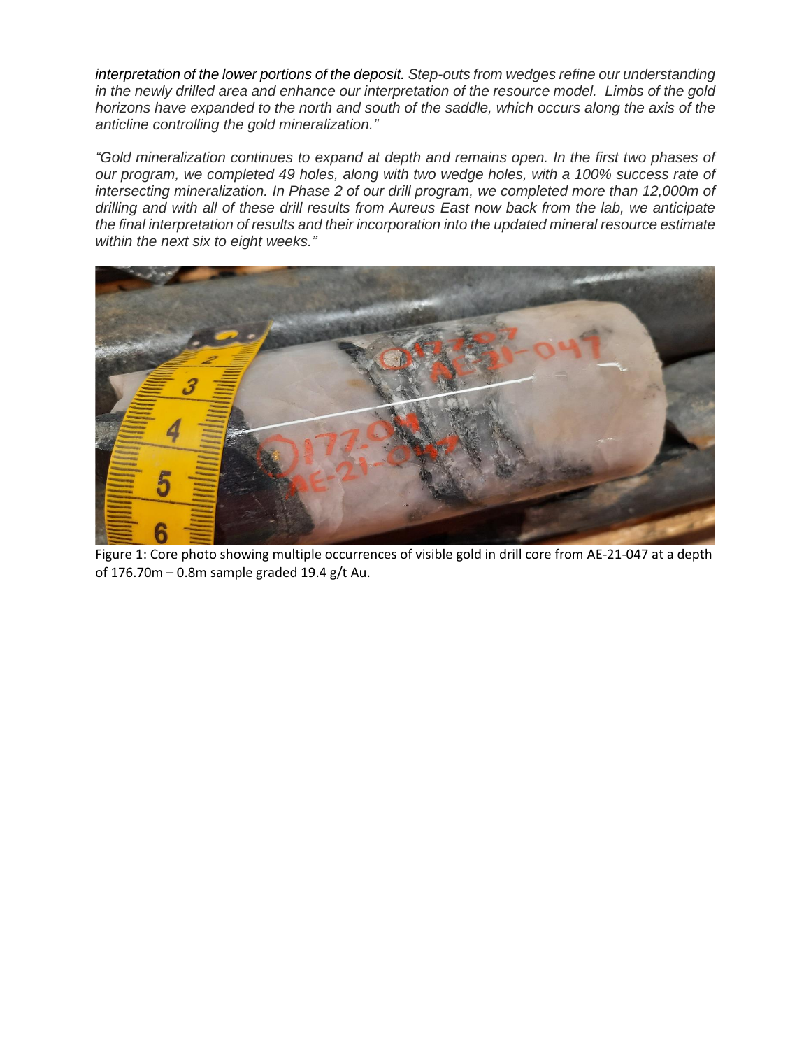*interpretation of the lower portions of the deposit. Step-outs from wedges refine our understanding in the newly drilled area and enhance our interpretation of the resource model. Limbs of the gold horizons have expanded to the north and south of the saddle, which occurs along the axis of the anticline controlling the gold mineralization."*

*"Gold mineralization continues to expand at depth and remains open. In the first two phases of our program, we completed 49 holes, along with two wedge holes, with a 100% success rate of intersecting mineralization. In Phase 2 of our drill program, we completed more than 12,000m of drilling and with all of these drill results from Aureus East now back from the lab, we anticipate the final interpretation of results and their incorporation into the updated mineral resource estimate within the next six to eight weeks."*

Figure 1: Core photo showing multiple occurrences of visible gold in drill core from AE-21-047 at a depth of 176.70m – 0.8m sample graded 19.4 g/t Au.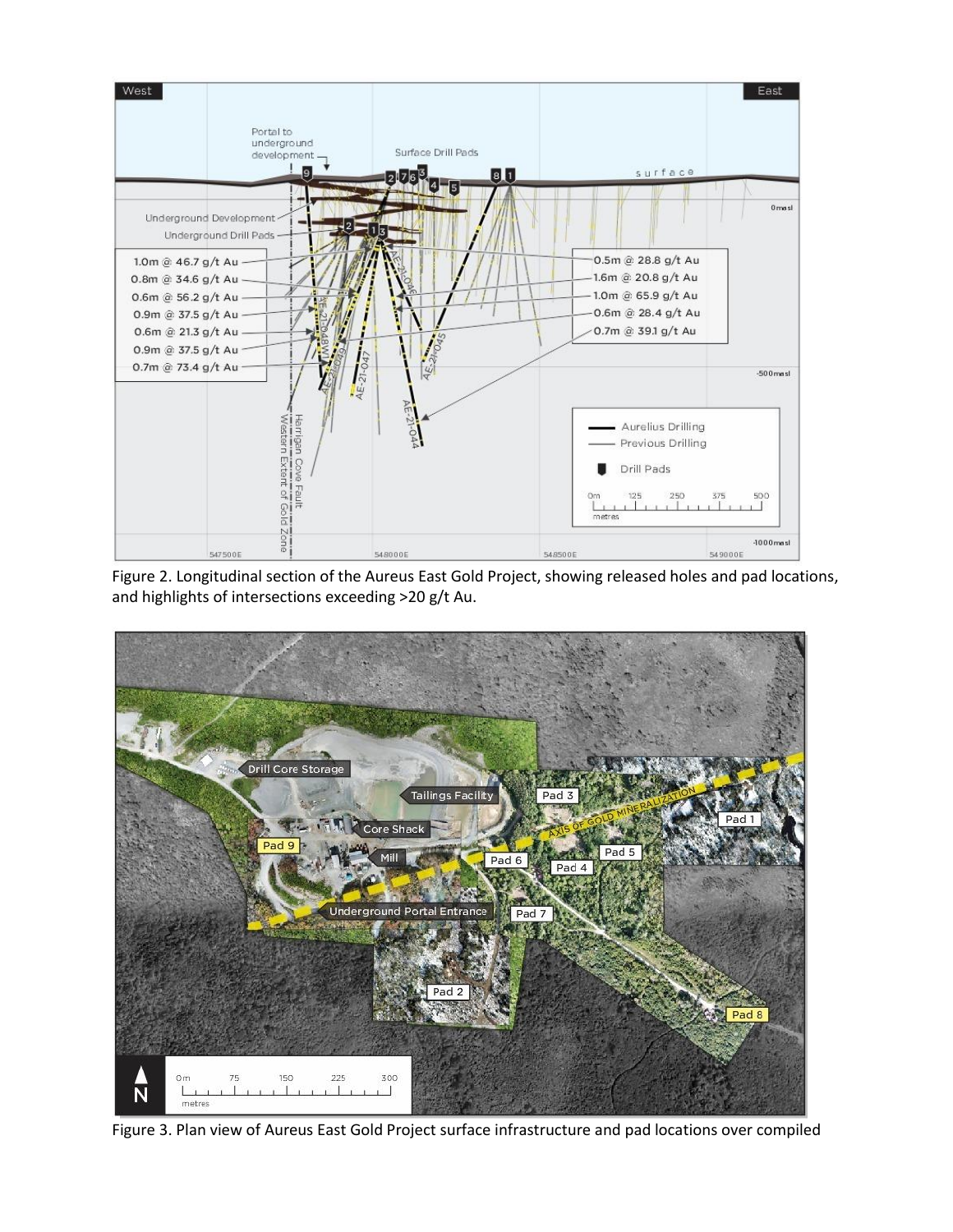Figure 2. Longitudinal section of the Aureus East Gold Project, showing released holes and pad locations, and highlights of intersections exceeding >20 g/t Au.

Figure 3. Plan view of Aureus East Gold Project surface infrastructure and pad locations over compiled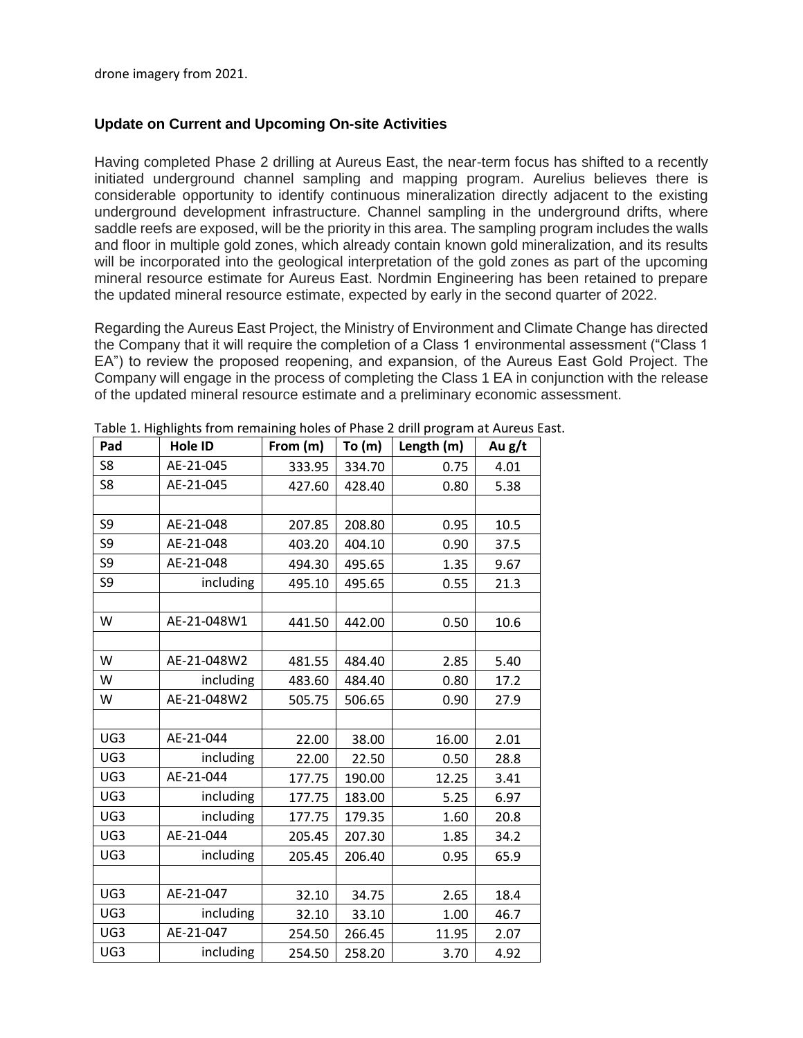drone imagery from 2021.

### Update on Current and Upcoming On-site Activities

Having completed Phase 2 drilling at Aureus East, the near-term focus has shifted to a recently initiated underground channel sampling and mapping program. Aurelius believes there is considerable opportunity to identify continuous mineralization directly adjacent to the existing underground development infrastructure. Channel sampling in the underground drifts, where saddle reefs are exposed, will be the priority in this area. The sampling program includes the walls and floor in multiple gold zones, which already contain known gold mineralization, and its results will be incorporated into the geological interpretation of the gold zones as part of the upcoming mineral resource estimate for Aureus East. Nordmin Engineering has been retained to prepare the updated mineral resource estimate, expected by early in the second quarter of 2022.

Regarding the Aureus East Project, the Ministry of Environment and Climate Change has directed the Company that it will require the completion of a Class 1 environmental assessment ("Class 1 EA") to review the proposed reopening, and expansion, of the Aureus East Gold Project. The Company will engage in the process of completing the Class 1 EA in conjunction with the release of the updated mineral resource estimate and a preliminary economic assessment.

Table 1. Highlights from remaining holes of Phase 2 drill program at Aureus East.

| Pad | Hole ID | From (m) | To (m) | Length (m) | Au g/t |
|---|---|---|---|---|---|
| S8 | AE-21-045 | 333.95 | 334.70 | 0.75 | 4.01 |
| S8 | AE-21-045 | 427.60 | 428.40 | 0.80 | 5.38 |
| | | | | | |
| S9 | AE-21-048 | 207.85 | 208.80 | 0.95 | 10.5 |
| S9 | AE-21-048 | 403.20 | 404.10 | 0.90 | 37.5 |
| S9 | AE-21-048 | 494.30 | 495.65 | 1.35 | 9.67 |
| S9 | including | 495.10 | 495.65 | 0.55 | 21.3 |
| | | | | | |
| W | AE-21-048W1 | 441.50 | 442.00 | 0.50 | 10.6 |
| | | | | | |
| W | AE-21-048W2 | 481.55 | 484.40 | 2.85 | 5.40 |
| W | including | 483.60 | 484.40 | 0.80 | 17.2 |
| W | AE-21-048W2 | 505.75 | 506.65 | 0.90 | 27.9 |
| | | | | | |
| UG3 | AE-21-044 | 22.00 | 38.00 | 16.00 | 2.01 |
| UG3 | including | 22.00 | 22.50 | 0.50 | 28.8 |
| UG3 | AE-21-044 | 177.75 | 190.00 | 12.25 | 3.41 |
| UG3 | including | 177.75 | 183.00 | 5.25 | 6.97 |
| UG3 | including | 177.75 | 179.35 | 1.60 | 20.8 |
| UG3 | AE-21-044 | 205.45 | 207.30 | 1.85 | 34.2 |
| UG3 | including | 205.45 | 206.40 | 0.95 | 65.9 |
| | | | | | |
| UG3 | AE-21-047 | 32.10 | 34.75 | 2.65 | 18.4 |
| UG3 | including | 32.10 | 33.10 | 1.00 | 46.7 |
| UG3 | AE-21-047 | 254.50 | 266.45 | 11.95 | 2.07 |
| UG3 | including | 254.50 | 258.20 | 3.70 | 4.92 |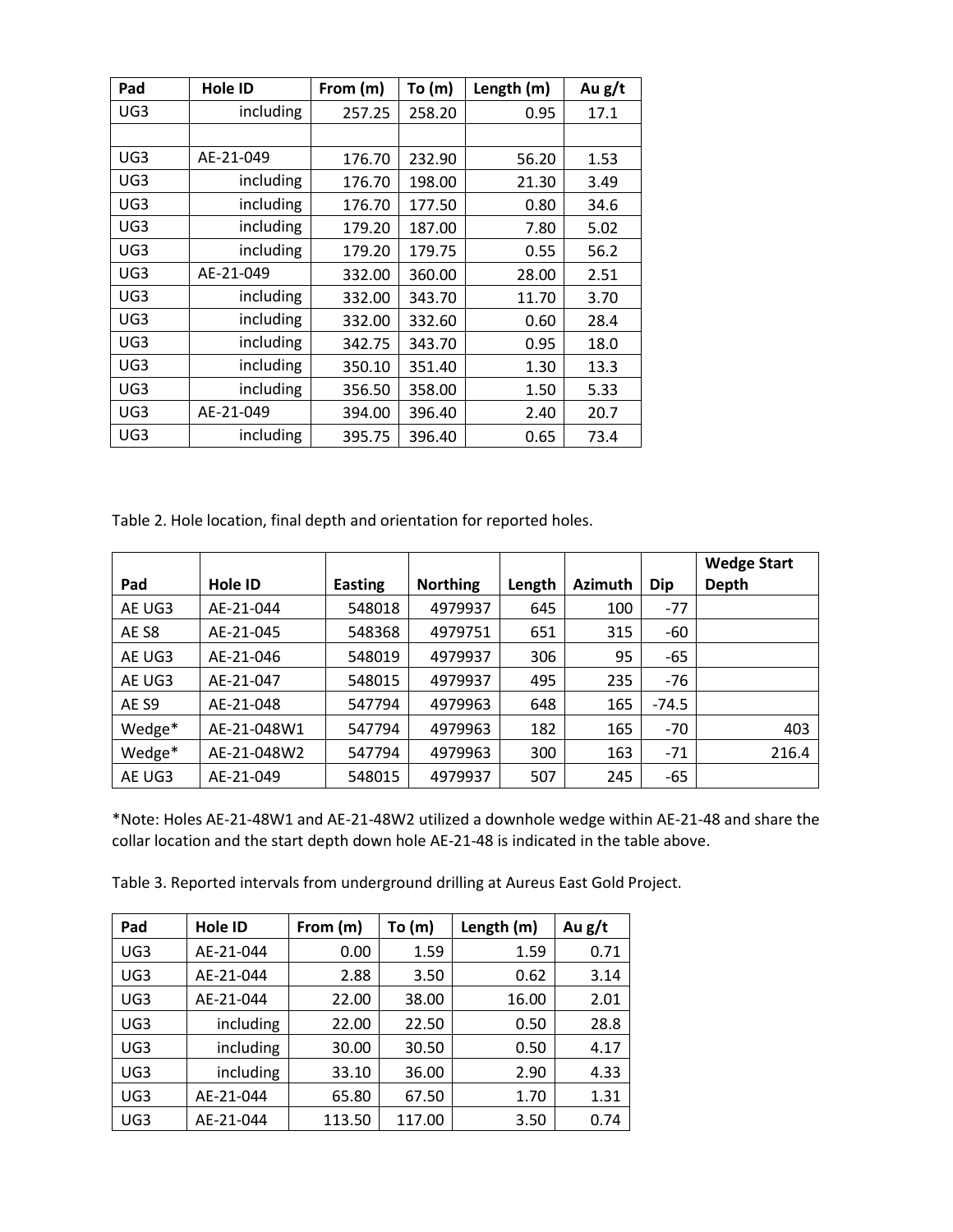| Pad | Hole ID | From (m) | To (m) | Length (m) | Au g/t |
|---|---|---|---|---|---|
| UG3 | including | 257.25 | 258.20 | 0.95 | 17.1 |
| | | | | | |
| UG3 | AE-21-049 | 176.70 | 232.90 | 56.20 | 1.53 |
| UG3 | including | 176.70 | 198.00 | 21.30 | 3.49 |
| UG3 | including | 176.70 | 177.50 | 0.80 | 34.6 |
| UG3 | including | 179.20 | 187.00 | 7.80 | 5.02 |
| UG3 | including | 179.20 | 179.75 | 0.55 | 56.2 |
| UG3 | AE-21-049 | 332.00 | 360.00 | 28.00 | 2.51 |
| UG3 | including | 332.00 | 343.70 | 11.70 | 3.70 |
| UG3 | including | 332.00 | 332.60 | 0.60 | 28.4 |
| UG3 | including | 342.75 | 343.70 | 0.95 | 18.0 |
| UG3 | including | 350.10 | 351.40 | 1.30 | 13.3 |
| UG3 | including | 356.50 | 358.00 | 1.50 | 5.33 |
| UG3 | AE-21-049 | 394.00 | 396.40 | 2.40 | 20.7 |
| UG3 | including | 395.75 | 396.40 | 0.65 | 73.4 |

Table 2. Hole location, final depth and orientation for reported holes.

| Pad | Hole ID | Easting | Northing | Length | Azimuth | Dip | Wedge Start Depth |
|---|---|---|---|---|---|---|---|
| AE UG3 | AE-21-044 | 548018 | 4979937 | 645 | 100 | -77 | |
| AE S8 | AE-21-045 | 548368 | 4979751 | 651 | 315 | -60 | |
| AE UG3 | AE-21-046 | 548019 | 4979937 | 306 | 95 | -65 | |
| AE UG3 | AE-21-047 | 548015 | 4979937 | 495 | 235 | -76 | |
| AE S9 | AE-21-048 | 547794 | 4979963 | 648 | 165 | -74.5 | |
| Wedge* | AE-21-048W1 | 547794 | 4979963 | 182 | 165 | -70 | 403 |
| Wedge* | AE-21-048W2 | 547794 | 4979963 | 300 | 163 | -71 | 216.4 |
| AE UG3 | AE-21-049 | 548015 | 4979937 | 507 | 245 | -65 | |

*Note: Holes AE-21-48W1 and AE-21-48W2 utilized a downhole wedge within AE-21-48 and share the collar location and the start depth down hole AE-21-48 is indicated in the table above.

Table 3. Reported intervals from underground drilling at Aureus East Gold Project.

| Pad | Hole ID | From (m) | To (m) | Length (m) | Au g/t |
|---|---|---|---|---|---|
| UG3 | AE-21-044 | 0.00 | 1.59 | 1.59 | 0.71 |
| UG3 | AE-21-044 | 2.88 | 3.50 | 0.62 | 3.14 |
| UG3 | AE-21-044 | 22.00 | 38.00 | 16.00 | 2.01 |
| UG3 | including | 22.00 | 22.50 | 0.50 | 28.8 |
| UG3 | including | 30.00 | 30.50 | 0.50 | 4.17 |
| UG3 | including | 33.10 | 36.00 | 2.90 | 4.33 |
| UG3 | AE-21-044 | 65.80 | 67.50 | 1.70 | 1.31 |
| UG3 | AE-21-044 | 113.50 | 117.00 | 3.50 | 0.74 |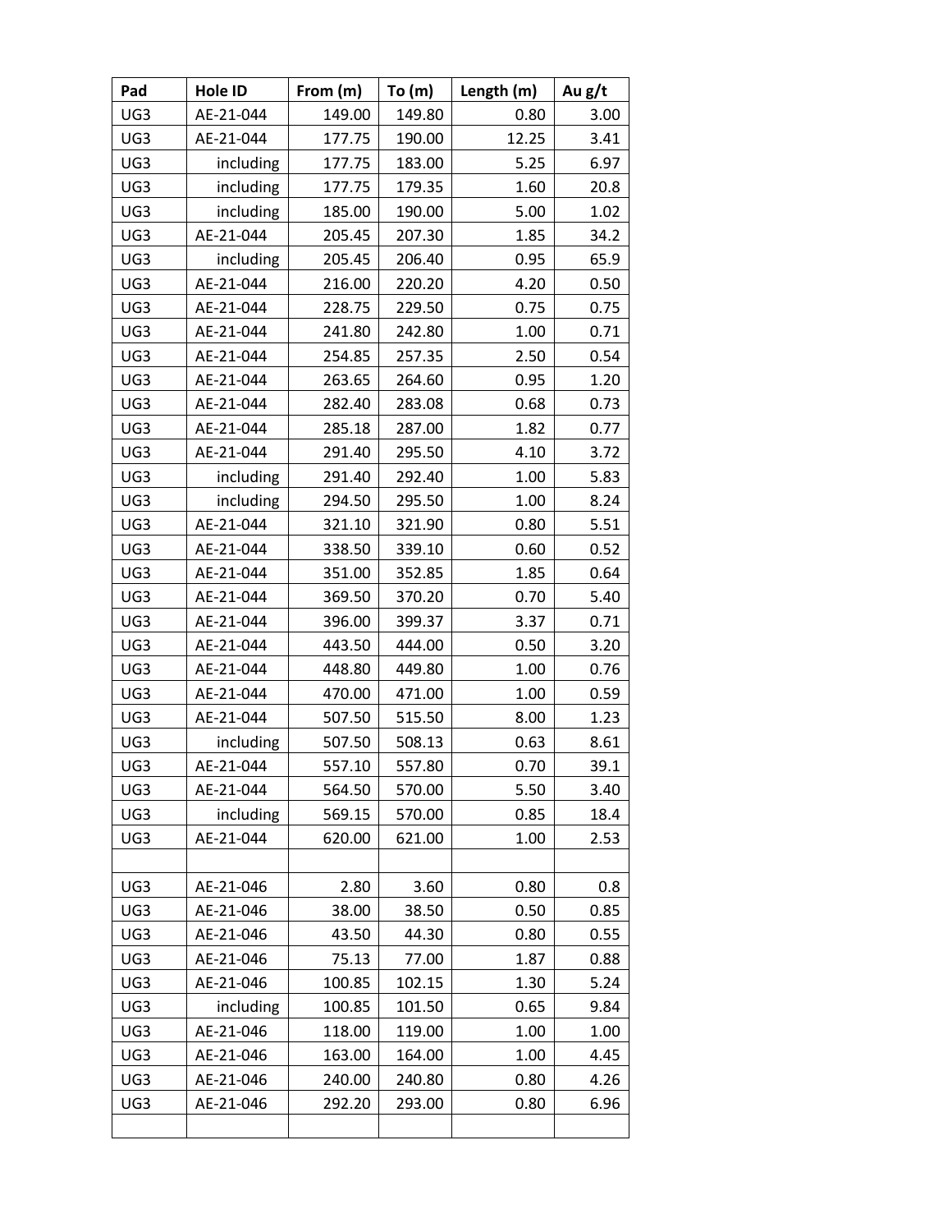| Pad | Hole ID | From (m) | To (m) | Length (m) | Au g/t |
|---|---|---|---|---|---|
| UG3 | AE-21-044 | 149.00 | 149.80 | 0.80 | 3.00 |
| UG3 | AE-21-044 | 177.75 | 190.00 | 12.25 | 3.41 |
| UG3 | including | 177.75 | 183.00 | 5.25 | 6.97 |
| UG3 | including | 177.75 | 179.35 | 1.60 | 20.8 |
| UG3 | including | 185.00 | 190.00 | 5.00 | 1.02 |
| UG3 | AE-21-044 | 205.45 | 207.30 | 1.85 | 34.2 |
| UG3 | including | 205.45 | 206.40 | 0.95 | 65.9 |
| UG3 | AE-21-044 | 216.00 | 220.20 | 4.20 | 0.50 |
| UG3 | AE-21-044 | 228.75 | 229.50 | 0.75 | 0.75 |
| UG3 | AE-21-044 | 241.80 | 242.80 | 1.00 | 0.71 |
| UG3 | AE-21-044 | 254.85 | 257.35 | 2.50 | 0.54 |
| UG3 | AE-21-044 | 263.65 | 264.60 | 0.95 | 1.20 |
| UG3 | AE-21-044 | 282.40 | 283.08 | 0.68 | 0.73 |
| UG3 | AE-21-044 | 285.18 | 287.00 | 1.82 | 0.77 |
| UG3 | AE-21-044 | 291.40 | 295.50 | 4.10 | 3.72 |
| UG3 | including | 291.40 | 292.40 | 1.00 | 5.83 |
| UG3 | including | 294.50 | 295.50 | 1.00 | 8.24 |
| UG3 | AE-21-044 | 321.10 | 321.90 | 0.80 | 5.51 |
| UG3 | AE-21-044 | 338.50 | 339.10 | 0.60 | 0.52 |
| UG3 | AE-21-044 | 351.00 | 352.85 | 1.85 | 0.64 |
| UG3 | AE-21-044 | 369.50 | 370.20 | 0.70 | 5.40 |
| UG3 | AE-21-044 | 396.00 | 399.37 | 3.37 | 0.71 |
| UG3 | AE-21-044 | 443.50 | 444.00 | 0.50 | 3.20 |
| UG3 | AE-21-044 | 448.80 | 449.80 | 1.00 | 0.76 |
| UG3 | AE-21-044 | 470.00 | 471.00 | 1.00 | 0.59 |
| UG3 | AE-21-044 | 507.50 | 515.50 | 8.00 | 1.23 |
| UG3 | including | 507.50 | 508.13 | 0.63 | 8.61 |
| UG3 | AE-21-044 | 557.10 | 557.80 | 0.70 | 39.1 |
| UG3 | AE-21-044 | 564.50 | 570.00 | 5.50 | 3.40 |
| UG3 | including | 569.15 | 570.00 | 0.85 | 18.4 |
| UG3 | AE-21-044 | 620.00 | 621.00 | 1.00 | 2.53 |
| | | | | | |
| UG3 | AE-21-046 | 2.80 | 3.60 | 0.80 | 0.8 |
| UG3 | AE-21-046 | 38.00 | 38.50 | 0.50 | 0.85 |
| UG3 | AE-21-046 | 43.50 | 44.30 | 0.80 | 0.55 |
| UG3 | AE-21-046 | 75.13 | 77.00 | 1.87 | 0.88 |
| UG3 | AE-21-046 | 100.85 | 102.15 | 1.30 | 5.24 |
| UG3 | including | 100.85 | 101.50 | 0.65 | 9.84 |
| UG3 | AE-21-046 | 118.00 | 119.00 | 1.00 | 1.00 |
| UG3 | AE-21-046 | 163.00 | 164.00 | 1.00 | 4.45 |
| UG3 | AE-21-046 | 240.00 | 240.80 | 0.80 | 4.26 |
| UG3 | AE-21-046 | 292.20 | 293.00 | 0.80 | 6.96 |
| | | | | | |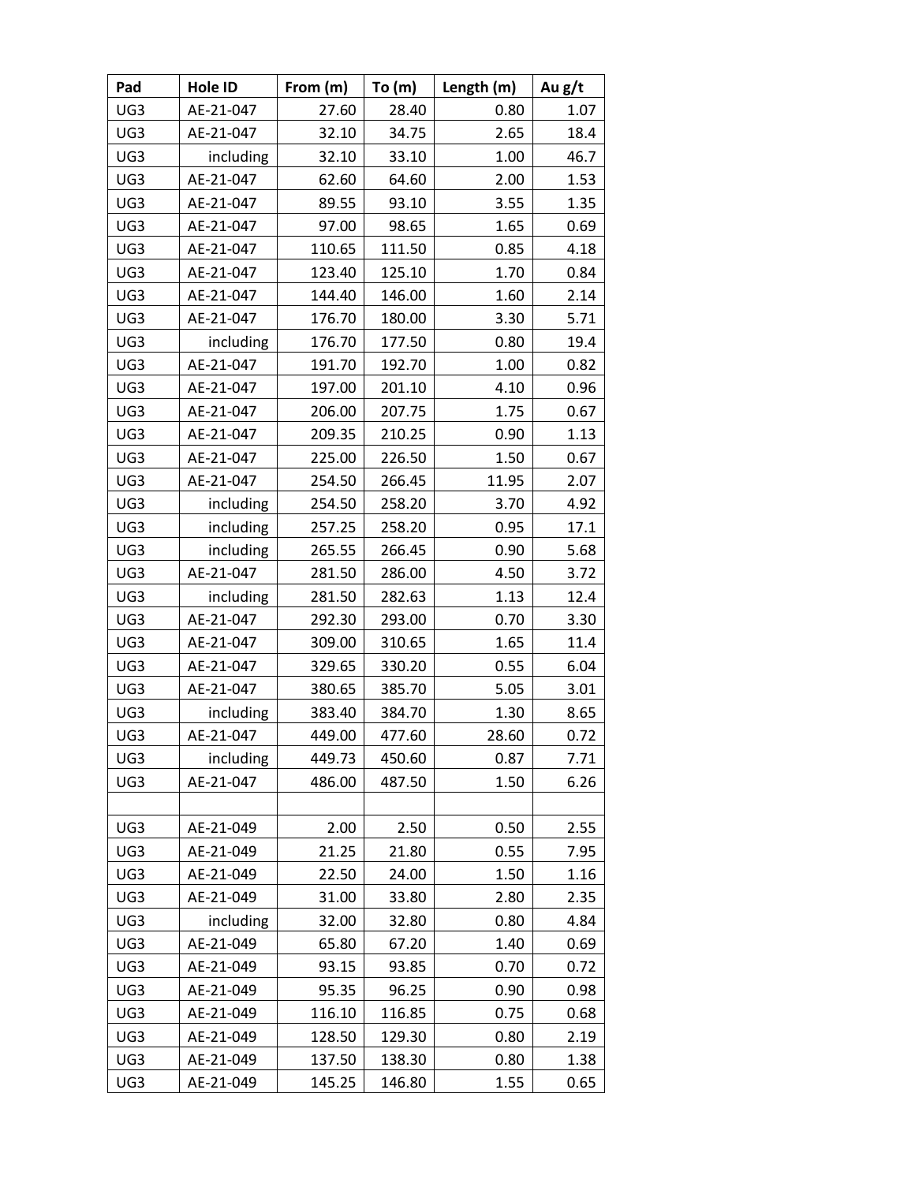| Pad | Hole ID | From (m) | To (m) | Length (m) | Au g/t |
|---|---|---|---|---|---|
| UG3 | AE-21-047 | 27.60 | 28.40 | 0.80 | 1.07 |
| UG3 | AE-21-047 | 32.10 | 34.75 | 2.65 | 18.4 |
| UG3 | including | 32.10 | 33.10 | 1.00 | 46.7 |
| UG3 | AE-21-047 | 62.60 | 64.60 | 2.00 | 1.53 |
| UG3 | AE-21-047 | 89.55 | 93.10 | 3.55 | 1.35 |
| UG3 | AE-21-047 | 97.00 | 98.65 | 1.65 | 0.69 |
| UG3 | AE-21-047 | 110.65 | 111.50 | 0.85 | 4.18 |
| UG3 | AE-21-047 | 123.40 | 125.10 | 1.70 | 0.84 |
| UG3 | AE-21-047 | 144.40 | 146.00 | 1.60 | 2.14 |
| UG3 | AE-21-047 | 176.70 | 180.00 | 3.30 | 5.71 |
| UG3 | including | 176.70 | 177.50 | 0.80 | 19.4 |
| UG3 | AE-21-047 | 191.70 | 192.70 | 1.00 | 0.82 |
| UG3 | AE-21-047 | 197.00 | 201.10 | 4.10 | 0.96 |
| UG3 | AE-21-047 | 206.00 | 207.75 | 1.75 | 0.67 |
| UG3 | AE-21-047 | 209.35 | 210.25 | 0.90 | 1.13 |
| UG3 | AE-21-047 | 225.00 | 226.50 | 1.50 | 0.67 |
| UG3 | AE-21-047 | 254.50 | 266.45 | 11.95 | 2.07 |
| UG3 | including | 254.50 | 258.20 | 3.70 | 4.92 |
| UG3 | including | 257.25 | 258.20 | 0.95 | 17.1 |
| UG3 | including | 265.55 | 266.45 | 0.90 | 5.68 |
| UG3 | AE-21-047 | 281.50 | 286.00 | 4.50 | 3.72 |
| UG3 | including | 281.50 | 282.63 | 1.13 | 12.4 |
| UG3 | AE-21-047 | 292.30 | 293.00 | 0.70 | 3.30 |
| UG3 | AE-21-047 | 309.00 | 310.65 | 1.65 | 11.4 |
| UG3 | AE-21-047 | 329.65 | 330.20 | 0.55 | 6.04 |
| UG3 | AE-21-047 | 380.65 | 385.70 | 5.05 | 3.01 |
| UG3 | including | 383.40 | 384.70 | 1.30 | 8.65 |
| UG3 | AE-21-047 | 449.00 | 477.60 | 28.60 | 0.72 |
| UG3 | including | 449.73 | 450.60 | 0.87 | 7.71 |
| UG3 | AE-21-047 | 486.00 | 487.50 | 1.50 | 6.26 |
| | | | | | |
| UG3 | AE-21-049 | 2.00 | 2.50 | 0.50 | 2.55 |
| UG3 | AE-21-049 | 21.25 | 21.80 | 0.55 | 7.95 |
| UG3 | AE-21-049 | 22.50 | 24.00 | 1.50 | 1.16 |
| UG3 | AE-21-049 | 31.00 | 33.80 | 2.80 | 2.35 |
| UG3 | including | 32.00 | 32.80 | 0.80 | 4.84 |
| UG3 | AE-21-049 | 65.80 | 67.20 | 1.40 | 0.69 |
| UG3 | AE-21-049 | 93.15 | 93.85 | 0.70 | 0.72 |
| UG3 | AE-21-049 | 95.35 | 96.25 | 0.90 | 0.98 |
| UG3 | AE-21-049 | 116.10 | 116.85 | 0.75 | 0.68 |
| UG3 | AE-21-049 | 128.50 | 129.30 | 0.80 | 2.19 |
| UG3 | AE-21-049 | 137.50 | 138.30 | 0.80 | 1.38 |
| UG3 | AE-21-049 | 145.25 | 146.80 | 1.55 | 0.65 |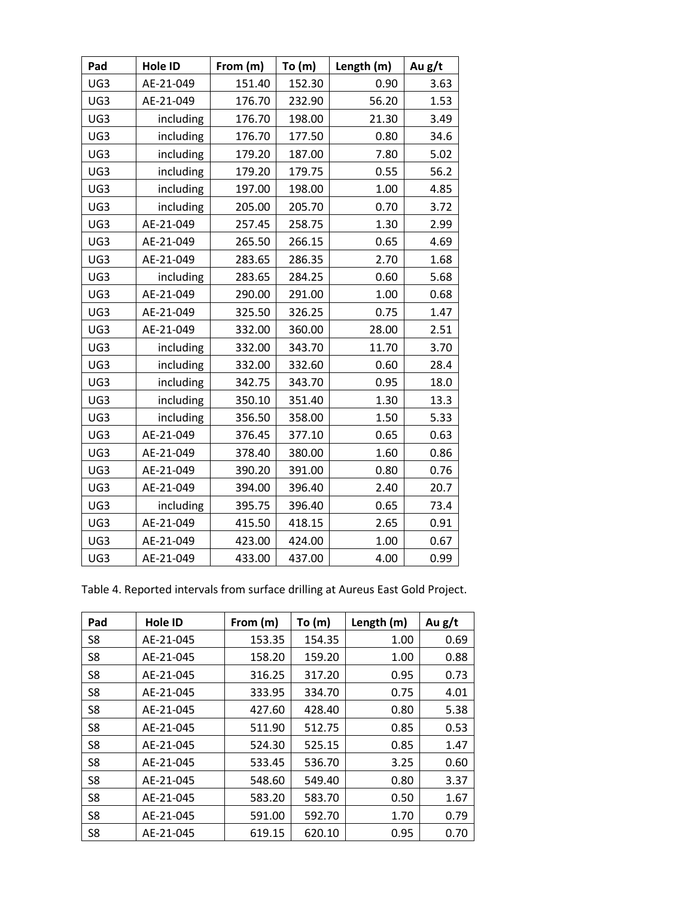| Pad | Hole ID | From (m) | To (m) | Length (m) | Au g/t |
|---|---|---|---|---|---|
| UG3 | AE-21-049 | 151.40 | 152.30 | 0.90 | 3.63 |
| UG3 | AE-21-049 | 176.70 | 232.90 | 56.20 | 1.53 |
| UG3 | including | 176.70 | 198.00 | 21.30 | 3.49 |
| UG3 | including | 176.70 | 177.50 | 0.80 | 34.6 |
| UG3 | including | 179.20 | 187.00 | 7.80 | 5.02 |
| UG3 | including | 179.20 | 179.75 | 0.55 | 56.2 |
| UG3 | including | 197.00 | 198.00 | 1.00 | 4.85 |
| UG3 | including | 205.00 | 205.70 | 0.70 | 3.72 |
| UG3 | AE-21-049 | 257.45 | 258.75 | 1.30 | 2.99 |
| UG3 | AE-21-049 | 265.50 | 266.15 | 0.65 | 4.69 |
| UG3 | AE-21-049 | 283.65 | 286.35 | 2.70 | 1.68 |
| UG3 | including | 283.65 | 284.25 | 0.60 | 5.68 |
| UG3 | AE-21-049 | 290.00 | 291.00 | 1.00 | 0.68 |
| UG3 | AE-21-049 | 325.50 | 326.25 | 0.75 | 1.47 |
| UG3 | AE-21-049 | 332.00 | 360.00 | 28.00 | 2.51 |
| UG3 | including | 332.00 | 343.70 | 11.70 | 3.70 |
| UG3 | including | 332.00 | 332.60 | 0.60 | 28.4 |
| UG3 | including | 342.75 | 343.70 | 0.95 | 18.0 |
| UG3 | including | 350.10 | 351.40 | 1.30 | 13.3 |
| UG3 | including | 356.50 | 358.00 | 1.50 | 5.33 |
| UG3 | AE-21-049 | 376.45 | 377.10 | 0.65 | 0.63 |
| UG3 | AE-21-049 | 378.40 | 380.00 | 1.60 | 0.86 |
| UG3 | AE-21-049 | 390.20 | 391.00 | 0.80 | 0.76 |
| UG3 | AE-21-049 | 394.00 | 396.40 | 2.40 | 20.7 |
| UG3 | including | 395.75 | 396.40 | 0.65 | 73.4 |
| UG3 | AE-21-049 | 415.50 | 418.15 | 2.65 | 0.91 |
| UG3 | AE-21-049 | 423.00 | 424.00 | 1.00 | 0.67 |
| UG3 | AE-21-049 | 433.00 | 437.00 | 4.00 | 0.99 |

Table 4. Reported intervals from surface drilling at Aureus East Gold Project.

| Pad | Hole ID | From (m) | To (m) | Length (m) | Au g/t |
|---|---|---|---|---|---|
| S8 | AE-21-045 | 153.35 | 154.35 | 1.00 | 0.69 |
| S8 | AE-21-045 | 158.20 | 159.20 | 1.00 | 0.88 |
| S8 | AE-21-045 | 316.25 | 317.20 | 0.95 | 0.73 |
| S8 | AE-21-045 | 333.95 | 334.70 | 0.75 | 4.01 |
| S8 | AE-21-045 | 427.60 | 428.40 | 0.80 | 5.38 |
| S8 | AE-21-045 | 511.90 | 512.75 | 0.85 | 0.53 |
| S8 | AE-21-045 | 524.30 | 525.15 | 0.85 | 1.47 |
| S8 | AE-21-045 | 533.45 | 536.70 | 3.25 | 0.60 |
| S8 | AE-21-045 | 548.60 | 549.40 | 0.80 | 3.37 |
| S8 | AE-21-045 | 583.20 | 583.70 | 0.50 | 1.67 |
| S8 | AE-21-045 | 591.00 | 592.70 | 1.70 | 0.79 |
| S8 | AE-21-045 | 619.15 | 620.10 | 0.95 | 0.70 |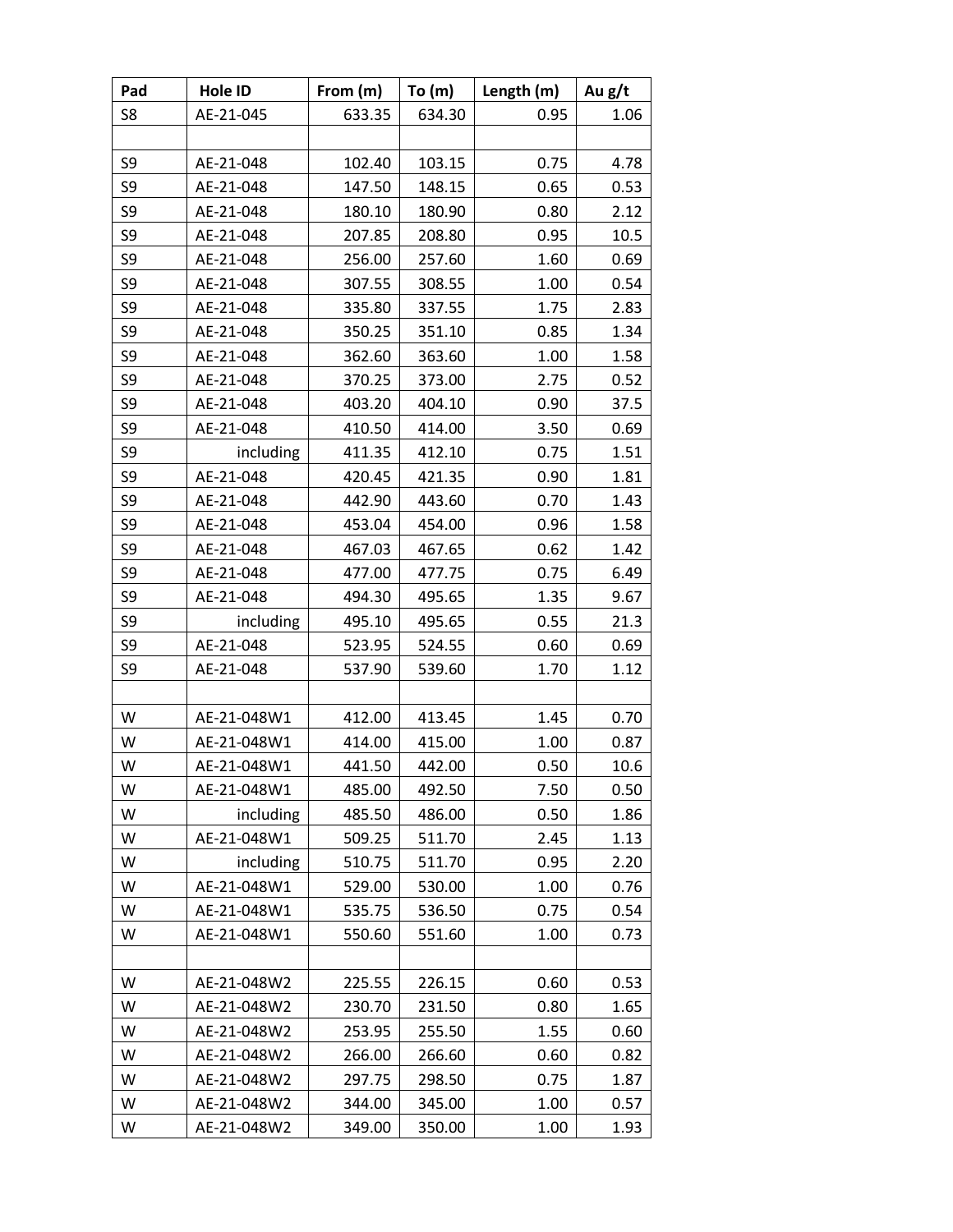| Pad | Hole ID | From (m) | To (m) | Length (m) | Au g/t |
|---|---|---|---|---|---|
| S8 | AE-21-045 | 633.35 | 634.30 | 0.95 | 1.06 |
| | | | | | |
| S9 | AE-21-048 | 102.40 | 103.15 | 0.75 | 4.78 |
| S9 | AE-21-048 | 147.50 | 148.15 | 0.65 | 0.53 |
| S9 | AE-21-048 | 180.10 | 180.90 | 0.80 | 2.12 |
| S9 | AE-21-048 | 207.85 | 208.80 | 0.95 | 10.5 |
| S9 | AE-21-048 | 256.00 | 257.60 | 1.60 | 0.69 |
| S9 | AE-21-048 | 307.55 | 308.55 | 1.00 | 0.54 |
| S9 | AE-21-048 | 335.80 | 337.55 | 1.75 | 2.83 |
| S9 | AE-21-048 | 350.25 | 351.10 | 0.85 | 1.34 |
| S9 | AE-21-048 | 362.60 | 363.60 | 1.00 | 1.58 |
| S9 | AE-21-048 | 370.25 | 373.00 | 2.75 | 0.52 |
| S9 | AE-21-048 | 403.20 | 404.10 | 0.90 | 37.5 |
| S9 | AE-21-048 | 410.50 | 414.00 | 3.50 | 0.69 |
| S9 | including | 411.35 | 412.10 | 0.75 | 1.51 |
| S9 | AE-21-048 | 420.45 | 421.35 | 0.90 | 1.81 |
| S9 | AE-21-048 | 442.90 | 443.60 | 0.70 | 1.43 |
| S9 | AE-21-048 | 453.04 | 454.00 | 0.96 | 1.58 |
| S9 | AE-21-048 | 467.03 | 467.65 | 0.62 | 1.42 |
| S9 | AE-21-048 | 477.00 | 477.75 | 0.75 | 6.49 |
| S9 | AE-21-048 | 494.30 | 495.65 | 1.35 | 9.67 |
| S9 | including | 495.10 | 495.65 | 0.55 | 21.3 |
| S9 | AE-21-048 | 523.95 | 524.55 | 0.60 | 0.69 |
| S9 | AE-21-048 | 537.90 | 539.60 | 1.70 | 1.12 |
| | | | | | |
| W | AE-21-048W1 | 412.00 | 413.45 | 1.45 | 0.70 |
| W | AE-21-048W1 | 414.00 | 415.00 | 1.00 | 0.87 |
| W | AE-21-048W1 | 441.50 | 442.00 | 0.50 | 10.6 |
| W | AE-21-048W1 | 485.00 | 492.50 | 7.50 | 0.50 |
| W | including | 485.50 | 486.00 | 0.50 | 1.86 |
| W | AE-21-048W1 | 509.25 | 511.70 | 2.45 | 1.13 |
| W | including | 510.75 | 511.70 | 0.95 | 2.20 |
| W | AE-21-048W1 | 529.00 | 530.00 | 1.00 | 0.76 |
| W | AE-21-048W1 | 535.75 | 536.50 | 0.75 | 0.54 |
| W | AE-21-048W1 | 550.60 | 551.60 | 1.00 | 0.73 |
| | | | | | |
| W | AE-21-048W2 | 225.55 | 226.15 | 0.60 | 0.53 |
| W | AE-21-048W2 | 230.70 | 231.50 | 0.80 | 1.65 |
| W | AE-21-048W2 | 253.95 | 255.50 | 1.55 | 0.60 |
| W | AE-21-048W2 | 266.00 | 266.60 | 0.60 | 0.82 |
| W | AE-21-048W2 | 297.75 | 298.50 | 0.75 | 1.87 |
| W | AE-21-048W2 | 344.00 | 345.00 | 1.00 | 0.57 |
| W | AE-21-048W2 | 349.00 | 350.00 | 1.00 | 1.93 |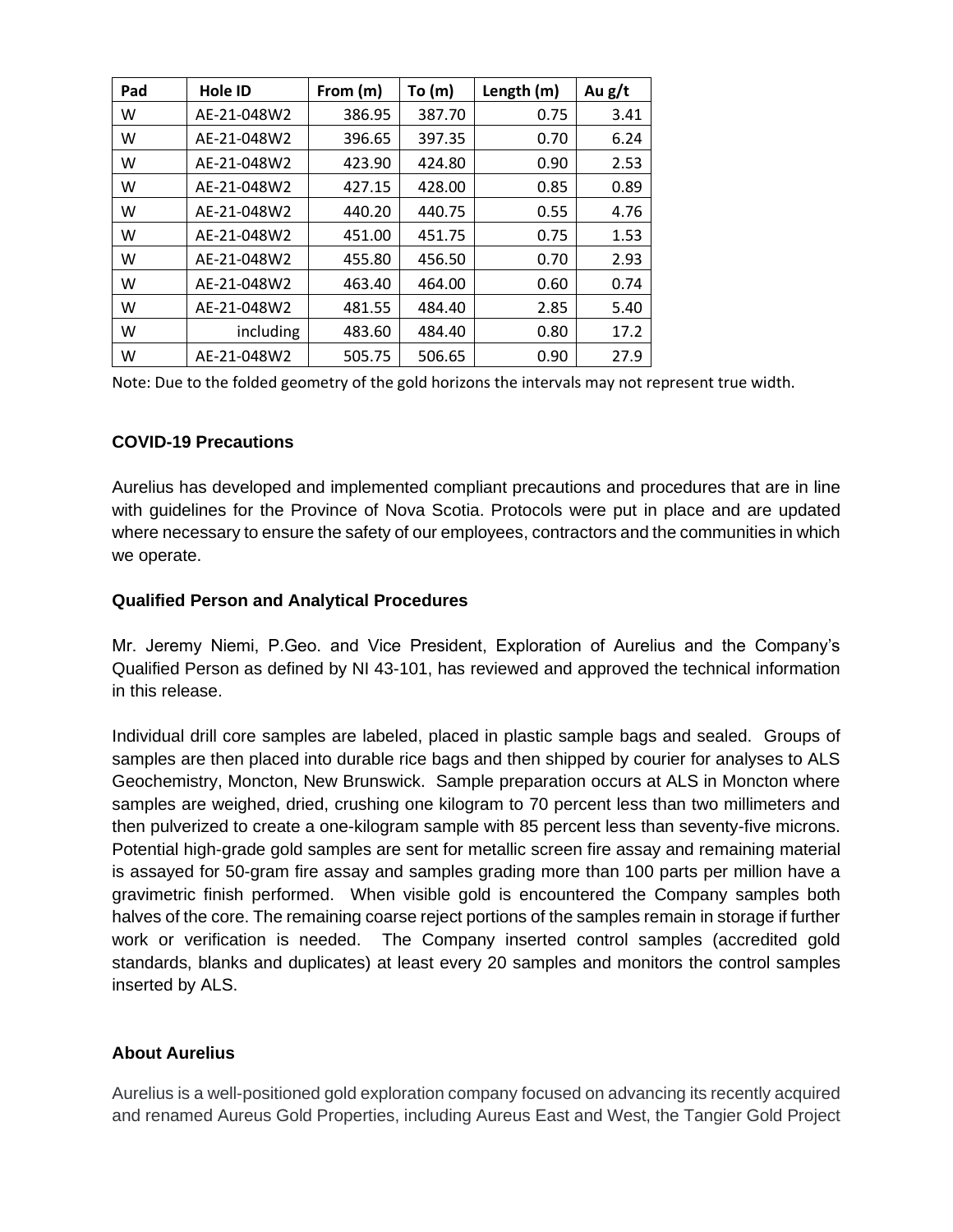| Pad | Hole ID | From (m) | To (m) | Length (m) | Au g/t |
|---|---|---|---|---|---|
| W | AE-21-048W2 | 386.95 | 387.70 | 0.75 | 3.41 |
| W | AE-21-048W2 | 396.65 | 397.35 | 0.70 | 6.24 |
| W | AE-21-048W2 | 423.90 | 424.80 | 0.90 | 2.53 |
| W | AE-21-048W2 | 427.15 | 428.00 | 0.85 | 0.89 |
| W | AE-21-048W2 | 440.20 | 440.75 | 0.55 | 4.76 |
| W | AE-21-048W2 | 451.00 | 451.75 | 0.75 | 1.53 |
| W | AE-21-048W2 | 455.80 | 456.50 | 0.70 | 2.93 |
| W | AE-21-048W2 | 463.40 | 464.00 | 0.60 | 0.74 |
| W | AE-21-048W2 | 481.55 | 484.40 | 2.85 | 5.40 |
| W | including | 483.60 | 484.40 | 0.80 | 17.2 |
| W | AE-21-048W2 | 505.75 | 506.65 | 0.90 | 27.9 |

Note: Due to the folded geometry of the gold horizons the intervals may not represent true width.

### COVID-19 Precautions

Aurelius has developed and implemented compliant precautions and procedures that are in line with guidelines for the Province of Nova Scotia. Protocols were put in place and are updated where necessary to ensure the safety of our employees, contractors and the communities in which we operate.

### Qualified Person and Analytical Procedures

Mr. Jeremy Niemi, P.Geo. and Vice President, Exploration of Aurelius and the Company's Qualified Person as defined by NI 43-101, has reviewed and approved the technical information in this release.

Individual drill core samples are labeled, placed in plastic sample bags and sealed. Groups of samples are then placed into durable rice bags and then shipped by courier for analyses to ALS Geochemistry, Moncton, New Brunswick. Sample preparation occurs at ALS in Moncton where samples are weighed, dried, crushing one kilogram to 70 percent less than two millimeters and then pulverized to create a one-kilogram sample with 85 percent less than seventy-five microns. Potential high-grade gold samples are sent for metallic screen fire assay and remaining material is assayed for 50-gram fire assay and samples grading more than 100 parts per million have a gravimetric finish performed. When visible gold is encountered the Company samples both halves of the core. The remaining coarse reject portions of the samples remain in storage if further work or verification is needed. The Company inserted control samples (accredited gold standards, blanks and duplicates) at least every 20 samples and monitors the control samples inserted by ALS.

### About Aurelius

Aurelius is a well-positioned gold exploration company focused on advancing its recently acquired and renamed Aureus Gold Properties, including Aureus East and West, the Tangier Gold Project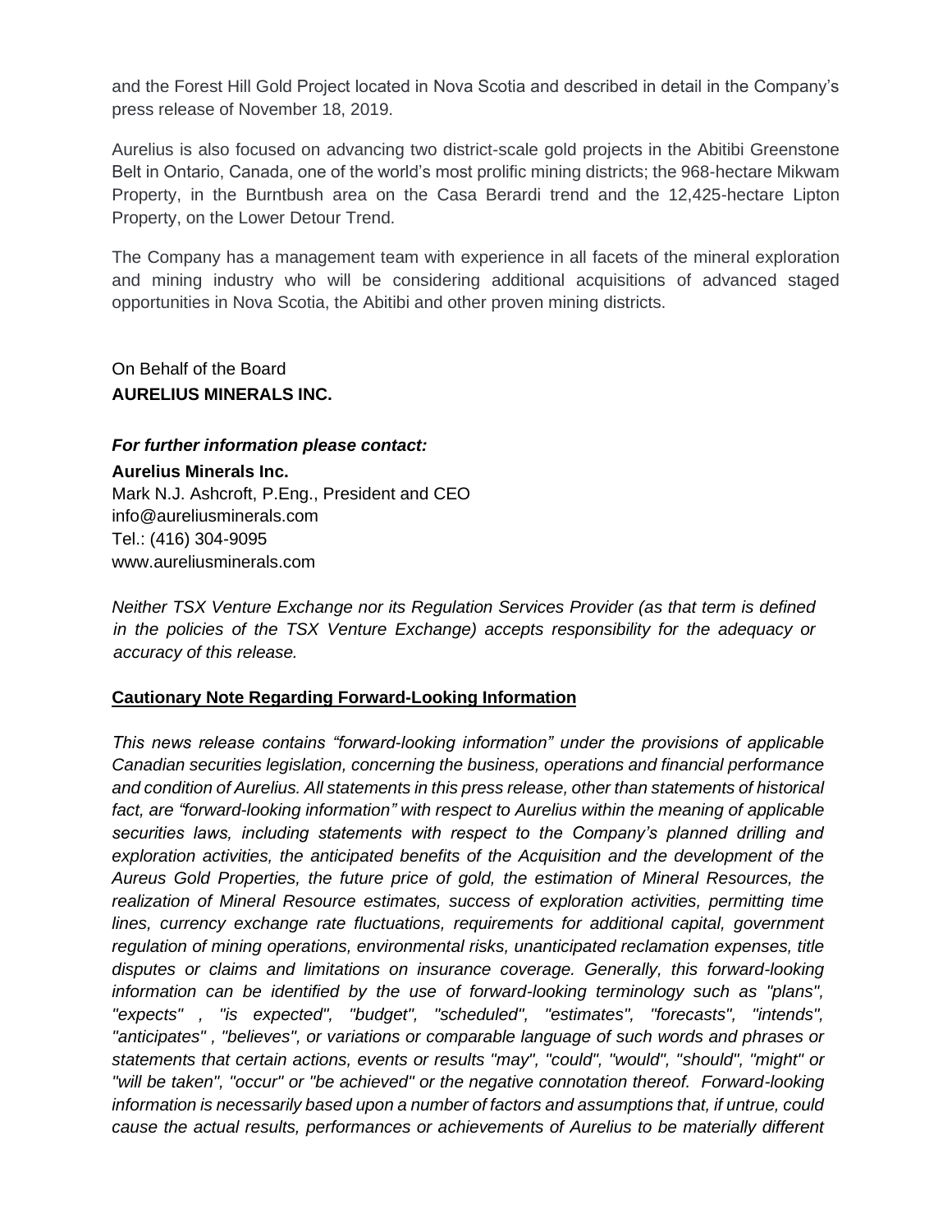and the Forest Hill Gold Project located in Nova Scotia and described in detail in the Company's press release of November 18, 2019.

Aurelius is also focused on advancing two district-scale gold projects in the Abitibi Greenstone Belt in Ontario, Canada, one of the world's most prolific mining districts; the 968-hectare Mikwam Property, in the Burntbush area on the Casa Berardi trend and the 12,425-hectare Lipton Property, on the Lower Detour Trend.

The Company has a management team with experience in all facets of the mineral exploration and mining industry who will be considering additional acquisitions of advanced staged opportunities in Nova Scotia, the Abitibi and other proven mining districts.

On Behalf of the Board
**AURELIUS MINERALS INC.**

***For further information please contact:***

**Aurelius Minerals Inc.**
Mark N.J. Ashcroft, P.Eng., President and CEO
info@aureliusminerals.com
Tel.: (416) 304-9095
www.aureliusminerals.com

*Neither TSX Venture Exchange nor its Regulation Services Provider (as that term is defined in the policies of the TSX Venture Exchange) accepts responsibility for the adequacy or accuracy of this release.*

**Cautionary Note Regarding Forward-Looking Information**

*This news release contains "forward-looking information" under the provisions of applicable Canadian securities legislation, concerning the business, operations and financial performance and condition of Aurelius. All statements in this press release, other than statements of historical fact, are "forward-looking information" with respect to Aurelius within the meaning of applicable securities laws, including statements with respect to the Company's planned drilling and exploration activities, the anticipated benefits of the Acquisition and the development of the Aureus Gold Properties, the future price of gold, the estimation of Mineral Resources, the realization of Mineral Resource estimates, success of exploration activities, permitting time lines, currency exchange rate fluctuations, requirements for additional capital, government regulation of mining operations, environmental risks, unanticipated reclamation expenses, title disputes or claims and limitations on insurance coverage. Generally, this forward-looking information can be identified by the use of forward-looking terminology such as "plans", "expects" , "is expected", "budget", "scheduled", "estimates", "forecasts", "intends", "anticipates" , "believes", or variations or comparable language of such words and phrases or statements that certain actions, events or results "may", "could", "would", "should", "might" or "will be taken", "occur" or "be achieved" or the negative connotation thereof. Forward-looking information is necessarily based upon a number of factors and assumptions that, if untrue, could cause the actual results, performances or achievements of Aurelius to be materially different*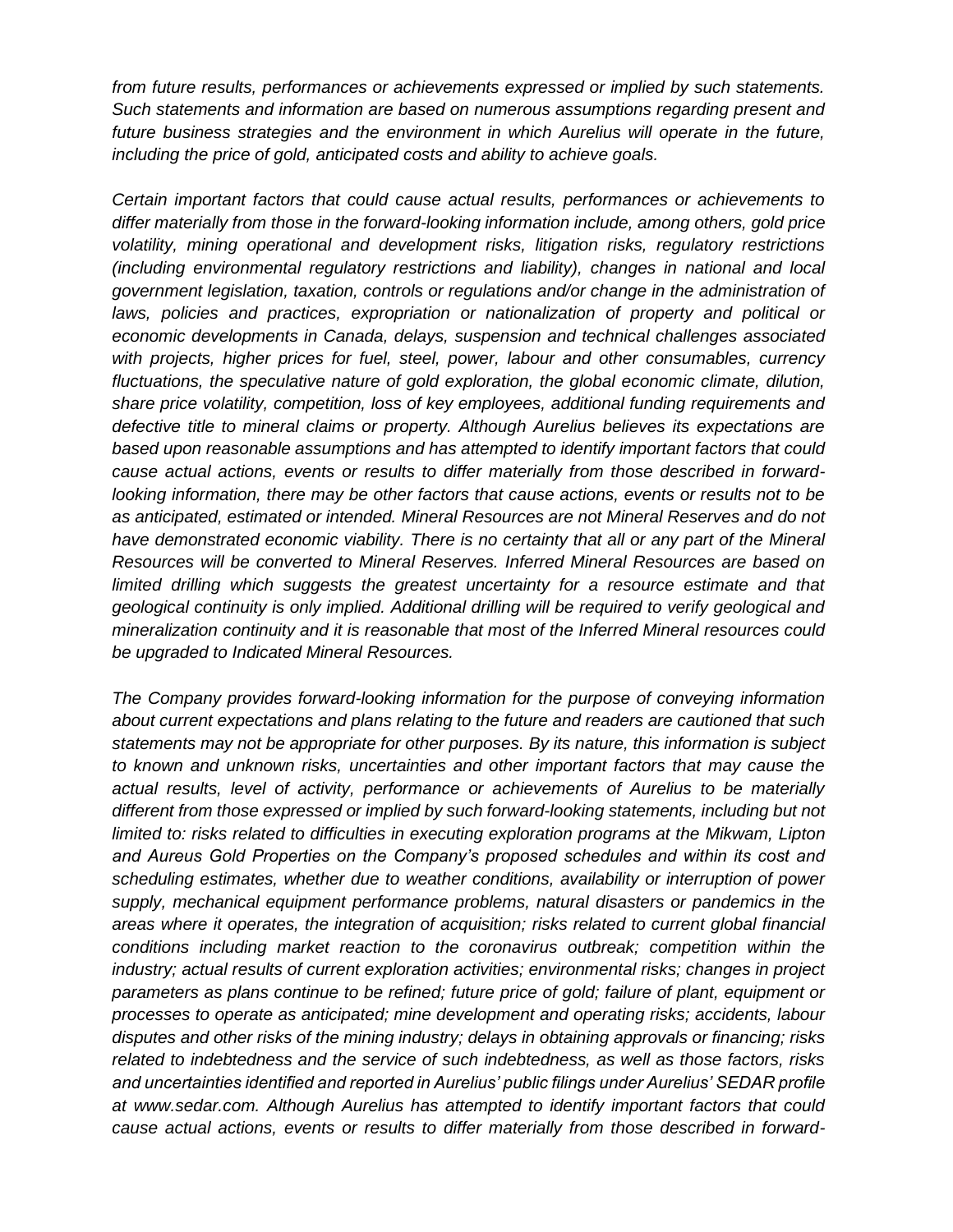*from future results, performances or achievements expressed or implied by such statements. Such statements and information are based on numerous assumptions regarding present and future business strategies and the environment in which Aurelius will operate in the future, including the price of gold, anticipated costs and ability to achieve goals.*

*Certain important factors that could cause actual results, performances or achievements to differ materially from those in the forward-looking information include, among others, gold price volatility, mining operational and development risks, litigation risks, regulatory restrictions (including environmental regulatory restrictions and liability), changes in national and local government legislation, taxation, controls or regulations and/or change in the administration of laws, policies and practices, expropriation or nationalization of property and political or economic developments in Canada, delays, suspension and technical challenges associated with projects, higher prices for fuel, steel, power, labour and other consumables, currency fluctuations, the speculative nature of gold exploration, the global economic climate, dilution, share price volatility, competition, loss of key employees, additional funding requirements and defective title to mineral claims or property. Although Aurelius believes its expectations are based upon reasonable assumptions and has attempted to identify important factors that could cause actual actions, events or results to differ materially from those described in forward-looking information, there may be other factors that cause actions, events or results not to be as anticipated, estimated or intended. Mineral Resources are not Mineral Reserves and do not have demonstrated economic viability. There is no certainty that all or any part of the Mineral Resources will be converted to Mineral Reserves. Inferred Mineral Resources are based on limited drilling which suggests the greatest uncertainty for a resource estimate and that geological continuity is only implied. Additional drilling will be required to verify geological and mineralization continuity and it is reasonable that most of the Inferred Mineral resources could be upgraded to Indicated Mineral Resources.*

*The Company provides forward-looking information for the purpose of conveying information about current expectations and plans relating to the future and readers are cautioned that such statements may not be appropriate for other purposes. By its nature, this information is subject to known and unknown risks, uncertainties and other important factors that may cause the actual results, level of activity, performance or achievements of Aurelius to be materially different from those expressed or implied by such forward-looking statements, including but not limited to: risks related to difficulties in executing exploration programs at the Mikwam, Lipton and Aureus Gold Properties on the Company's proposed schedules and within its cost and scheduling estimates, whether due to weather conditions, availability or interruption of power supply, mechanical equipment performance problems, natural disasters or pandemics in the areas where it operates, the integration of acquisition; risks related to current global financial conditions including market reaction to the coronavirus outbreak; competition within the industry; actual results of current exploration activities; environmental risks; changes in project parameters as plans continue to be refined; future price of gold; failure of plant, equipment or processes to operate as anticipated; mine development and operating risks; accidents, labour disputes and other risks of the mining industry; delays in obtaining approvals or financing; risks related to indebtedness and the service of such indebtedness, as well as those factors, risks and uncertainties identified and reported in Aurelius' public filings under Aurelius' SEDAR profile at www.sedar.com. Although Aurelius has attempted to identify important factors that could cause actual actions, events or results to differ materially from those described in forward-*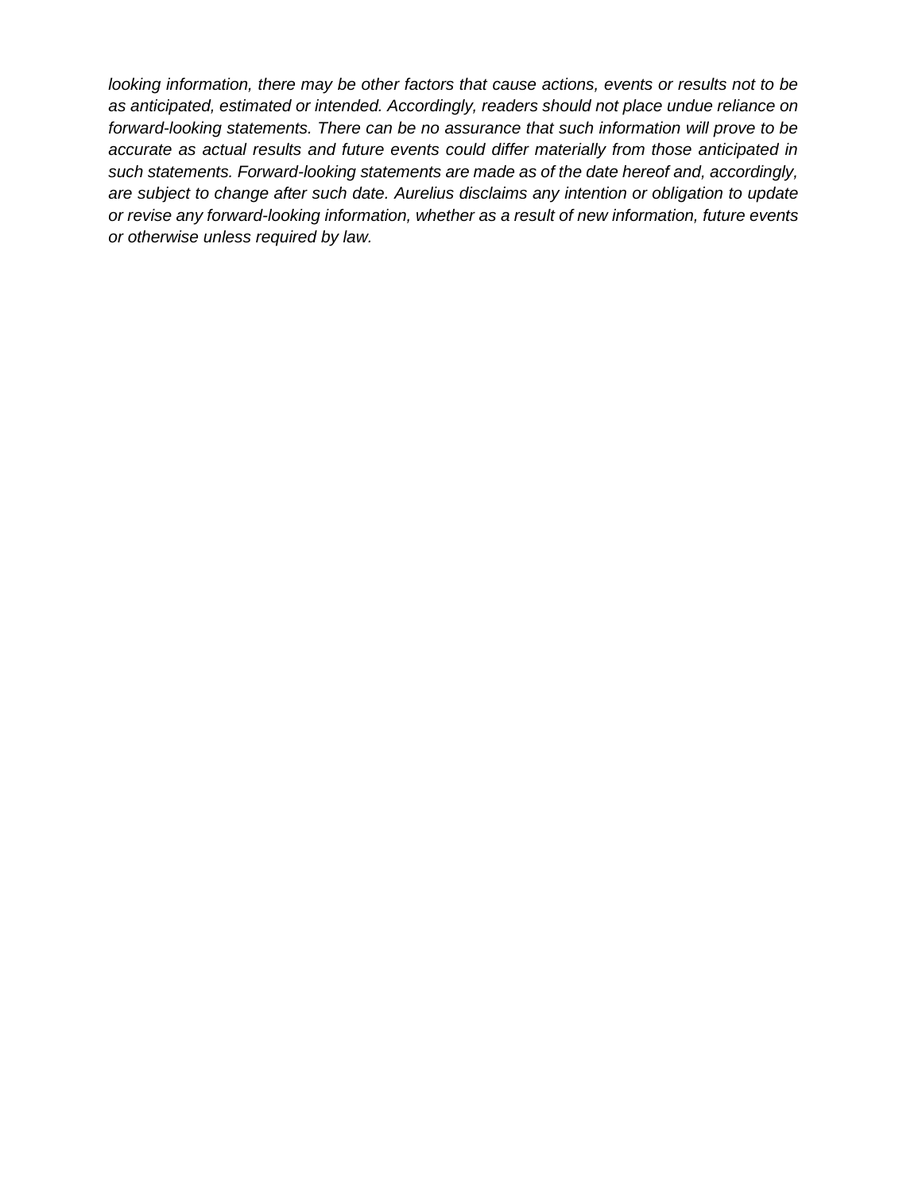*looking information, there may be other factors that cause actions, events or results not to be as anticipated, estimated or intended. Accordingly, readers should not place undue reliance on forward-looking statements. There can be no assurance that such information will prove to be accurate as actual results and future events could differ materially from those anticipated in such statements. Forward-looking statements are made as of the date hereof and, accordingly, are subject to change after such date. Aurelius disclaims any intention or obligation to update or revise any forward-looking information, whether as a result of new information, future events or otherwise unless required by law.*